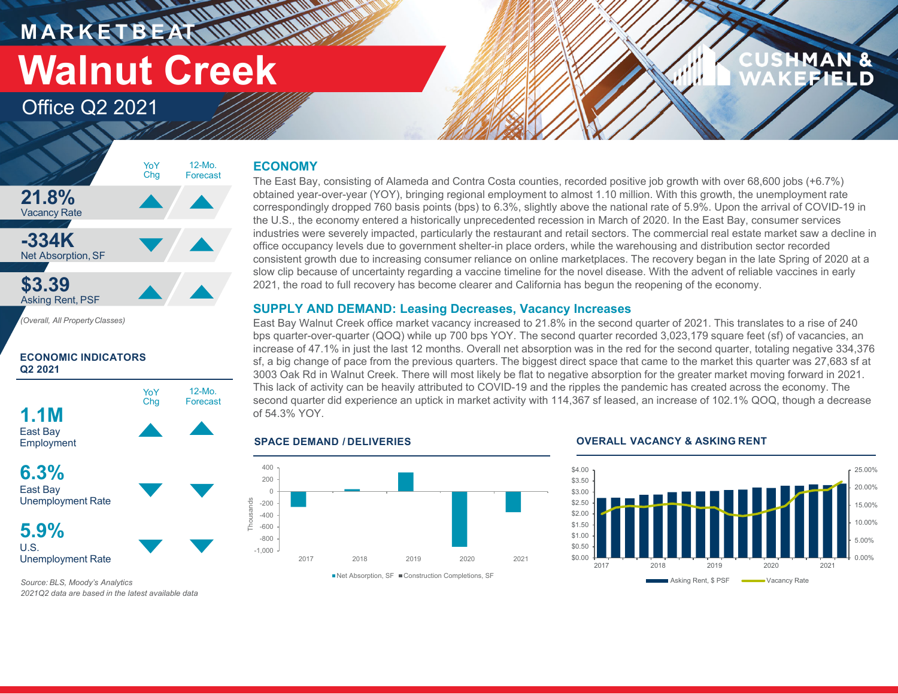# MARKETBEAT

# Walnut Creek

## Office Q2 2021

| | YoY Chg | 12-Mo. Forecast |
|---|---|---|
| **21.8%** Vacancy Rate | ▲ | ▲ |
| **-334K** Net Absorption, SF | ▼ | ▲ |
| **$3.39** Asking Rent, PSF | ▲ | ▲ |

*(Overall, All Property Classes)*

### ECONOMIC INDICATORS Q2 2021

| | YoY Chg | 12-Mo. Forecast |
|---|---|---|
| **1.1M** East Bay Employment | ▲ | ▲ |
| **6.3%** East Bay Unemployment Rate | ▼ | ▼ |
| **5.9%** U.S. Unemployment Rate | ▼ | ▼ |

*Source: BLS, Moody's Analytics*
*2021Q2 data are based in the latest available data*

## ECONOMY

The East Bay, consisting of Alameda and Contra Costa counties, recorded positive job growth with over 68,600 jobs (+6.7%) obtained year-over-year (YOY), bringing regional employment to almost 1.10 million. With this growth, the unemployment rate correspondingly dropped 760 basis points (bps) to 6.3%, slightly above the national rate of 5.9%. Upon the arrival of COVID-19 in the U.S., the economy entered a historically unprecedented recession in March of 2020. In the East Bay, consumer services industries were severely impacted, particularly the restaurant and retail sectors. The commercial real estate market saw a decline in office occupancy levels due to government shelter-in place orders, while the warehousing and distribution sector recorded consistent growth due to increasing consumer reliance on online marketplaces. The recovery began in the late Spring of 2020 at a slow clip because of uncertainty regarding a vaccine timeline for the novel disease. With the advent of reliable vaccines in early 2021, the road to full recovery has become clearer and California has begun the reopening of the economy.

## SUPPLY AND DEMAND: Leasing Decreases, Vacancy Increases

East Bay Walnut Creek office market vacancy increased to 21.8% in the second quarter of 2021. This translates to a rise of 240 bps quarter-over-quarter (QOQ) while up 700 bps YOY. The second quarter recorded 3,023,179 square feet (sf) of vacancies, an increase of 47.1% in just the last 12 months. Overall net absorption was in the red for the second quarter, totaling negative 334,376 sf, a big change of pace from the previous quarters. The biggest direct space that came to the market this quarter was 27,683 sf at 3003 Oak Rd in Walnut Creek. There will most likely be flat to negative absorption for the greater market moving forward in 2021. This lack of activity can be heavily attributed to COVID-19 and the ripples the pandemic has created across the economy. The second quarter did experience an uptick in market activity with 114,367 sf leased, an increase of 102.1% QOQ, though a decrease of 54.3% YOY.

### SPACE DEMAND / DELIVERIES

Net Absorption, SF | Construction Completions, SF (Thousands), 2017–2021

### OVERALL VACANCY & ASKING RENT

Asking Rent, $ PSF | Vacancy Rate, 2017–2021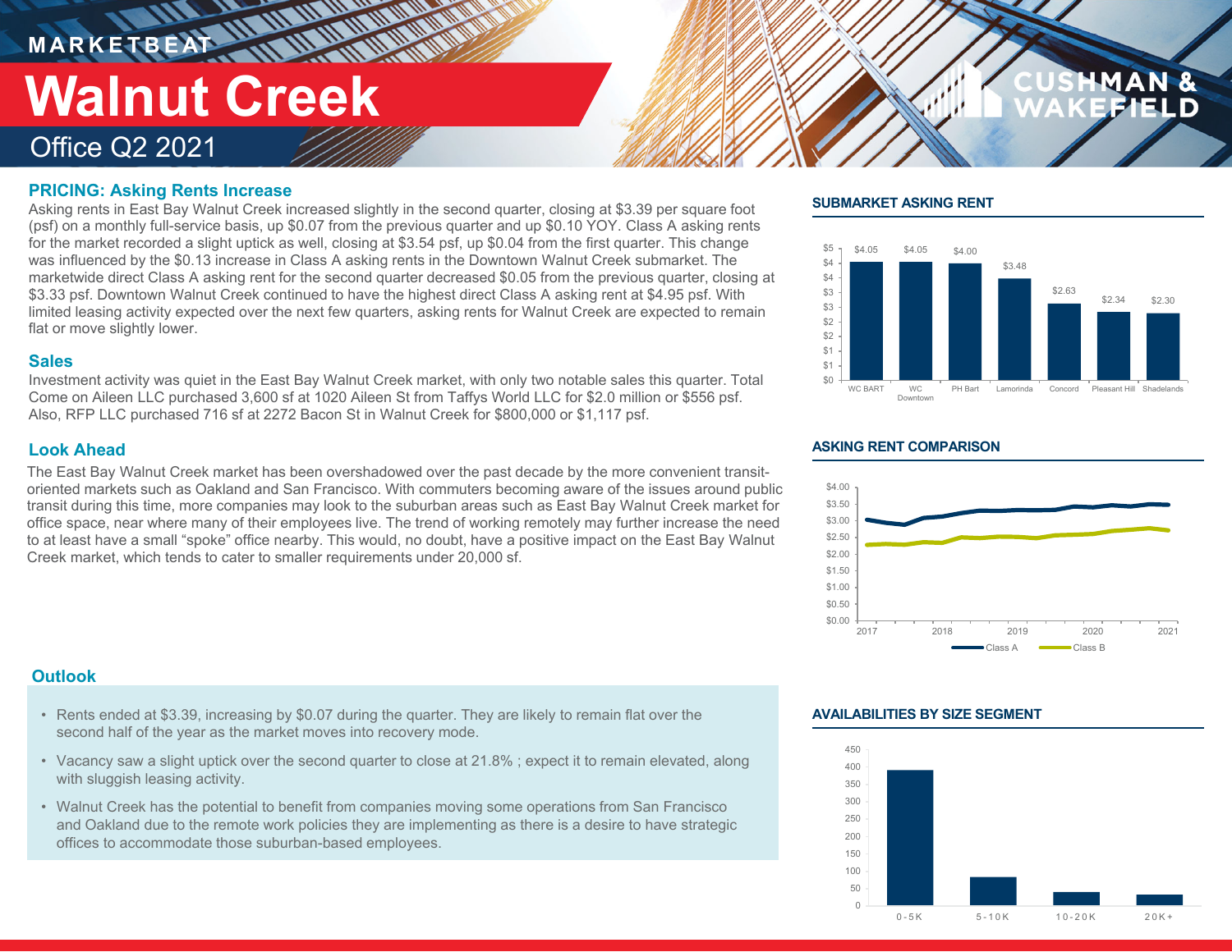MARKETBEAT

# Walnut Creek

Office Q2 2021

## PRICING: Asking Rents Increase

Asking rents in East Bay Walnut Creek increased slightly in the second quarter, closing at $3.39 per square foot (psf) on a monthly full-service basis, up $0.07 from the previous quarter and up $0.10 YOY. Class A asking rents for the market recorded a slight uptick as well, closing at $3.54 psf, up $0.04 from the first quarter. This change was influenced by the $0.13 increase in Class A asking rents in the Downtown Walnut Creek submarket. The marketwide direct Class A asking rent for the second quarter decreased $0.05 from the previous quarter, closing at $3.33 psf. Downtown Walnut Creek continued to have the highest direct Class A asking rent at $4.95 psf. With limited leasing activity expected over the next few quarters, asking rents for Walnut Creek are expected to remain flat or move slightly lower.

## Sales

Investment activity was quiet in the East Bay Walnut Creek market, with only two notable sales this quarter. Total Come on Aileen LLC purchased 3,600 sf at 1020 Aileen St from Taffys World LLC for $2.0 million or $556 psf. Also, RFP LLC purchased 716 sf at 2272 Bacon St in Walnut Creek for $800,000 or $1,117 psf.

## Look Ahead

The East Bay Walnut Creek market has been overshadowed over the past decade by the more convenient transit-oriented markets such as Oakland and San Francisco. With commuters becoming aware of the issues around public transit during this time, more companies may look to the suburban areas such as East Bay Walnut Creek market for office space, near where many of their employees live. The trend of working remotely may further increase the need to at least have a small "spoke" office nearby. This would, no doubt, have a positive impact on the East Bay Walnut Creek market, which tends to cater to smaller requirements under 20,000 sf.

## Outlook

- Rents ended at $3.39, increasing by $0.07 during the quarter. They are likely to remain flat over the second half of the year as the market moves into recovery mode.
- Vacancy saw a slight uptick over the second quarter to close at 21.8% ; expect it to remain elevated, along with sluggish leasing activity.
- Walnut Creek has the potential to benefit from companies moving some operations from San Francisco and Oakland due to the remote work policies they are implementing as there is a desire to have strategic offices to accommodate those suburban-based employees.

## SUBMARKET ASKING RENT

| Submarket | Asking Rent |
|---|---|
| WC BART | $4.05 |
| WC Downtown | $4.05 |
| PH Bart | $4.00 |
| Lamorinda | $3.48 |
| Concord | $2.63 |
| Pleasant Hill | $2.34 |
| Shadelands | $2.30 |

## ASKING RENT COMPARISON

Class A / Class B, 2017–2021

## AVAILABILITIES BY SIZE SEGMENT

0-5K, 5-10K, 10-20K, 20K+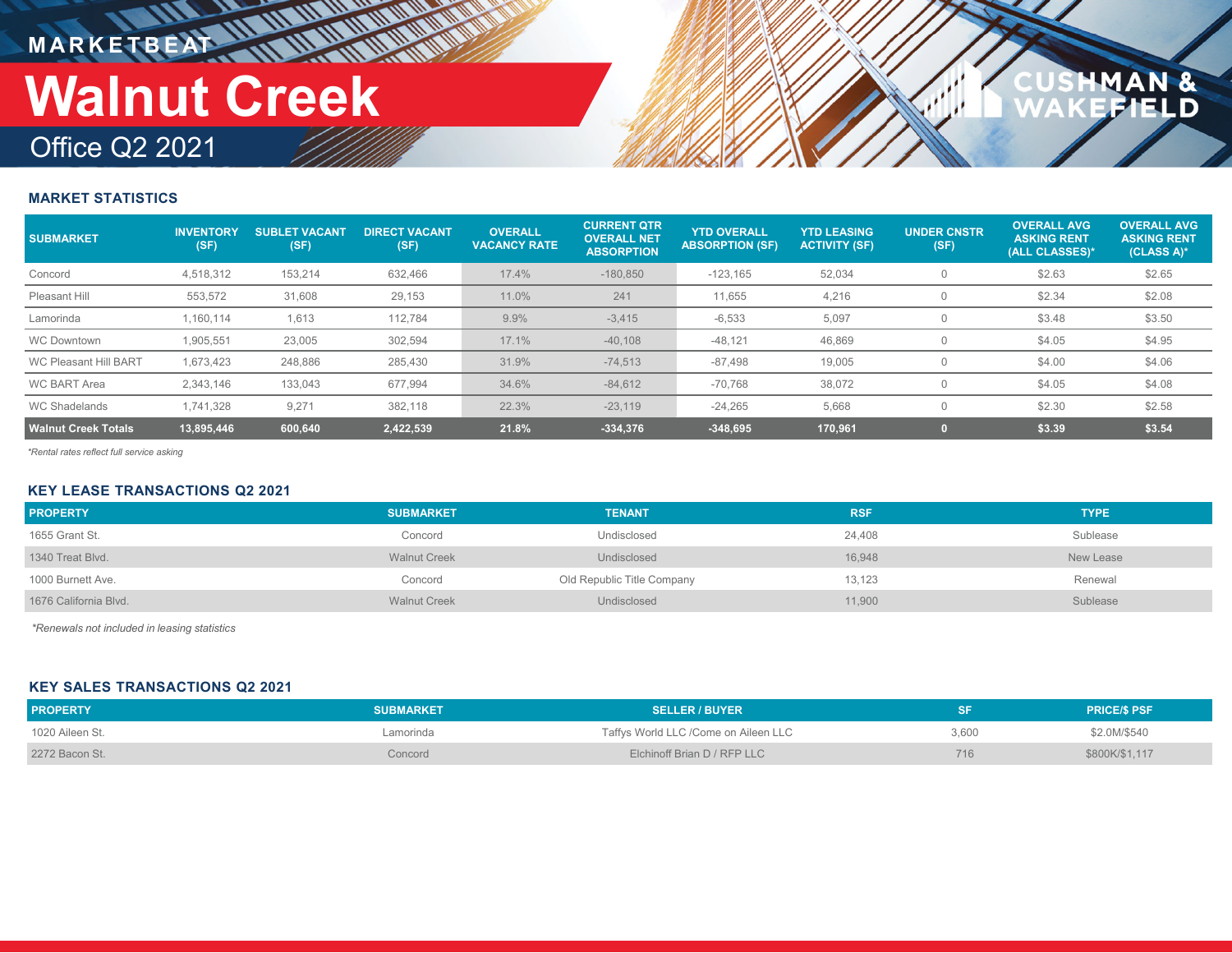MARKETBEAT

# Walnut Creek

Office Q2 2021

## MARKET STATISTICS

| SUBMARKET | INVENTORY (SF) | SUBLET VACANT (SF) | DIRECT VACANT (SF) | OVERALL VACANCY RATE | CURRENT QTR OVERALL NET ABSORPTION | YTD OVERALL ABSORPTION (SF) | YTD LEASING ACTIVITY (SF) | UNDER CNSTR (SF) | OVERALL AVG ASKING RENT (ALL CLASSES)* | OVERALL AVG ASKING RENT (CLASS A)* |
|---|---|---|---|---|---|---|---|---|---|---|
| Concord | 4,518,312 | 153,214 | 632,466 | 17.4% | -180,850 | -123,165 | 52,034 | 0 | $2.63 | $2.65 |
| Pleasant Hill | 553,572 | 31,608 | 29,153 | 11.0% | 241 | 11,655 | 4,216 | 0 | $2.34 | $2.08 |
| Lamorinda | 1,160,114 | 1,613 | 112,784 | 9.9% | -3,415 | -6,533 | 5,097 | 0 | $3.48 | $3.50 |
| WC Downtown | 1,905,551 | 23,005 | 302,594 | 17.1% | -40,108 | -48,121 | 46,869 | 0 | $4.05 | $4.95 |
| WC Pleasant Hill BART | 1,673,423 | 248,886 | 285,430 | 31.9% | -74,513 | -87,498 | 19,005 | 0 | $4.00 | $4.06 |
| WC BART Area | 2,343,146 | 133,043 | 677,994 | 34.6% | -84,612 | -70,768 | 38,072 | 0 | $4.05 | $4.08 |
| WC Shadelands | 1,741,328 | 9,271 | 382,118 | 22.3% | -23,119 | -24,265 | 5,668 | 0 | $2.30 | $2.58 |
| **Walnut Creek Totals** | **13,895,446** | **600,640** | **2,422,539** | **21.8%** | **-334,376** | **-348,695** | **170,961** | **0** | **$3.39** | **$3.54** |

*Rental rates reflect full service asking

## KEY LEASE TRANSACTIONS Q2 2021

| PROPERTY | SUBMARKET | TENANT | RSF | TYPE |
|---|---|---|---|---|
| 1655 Grant St. | Concord | Undisclosed | 24,408 | Sublease |
| 1340 Treat Blvd. | Walnut Creek | Undisclosed | 16,948 | New Lease |
| 1000 Burnett Ave. | Concord | Old Republic Title Company | 13,123 | Renewal |
| 1676 California Blvd. | Walnut Creek | Undisclosed | 11,900 | Sublease |

*Renewals not included in leasing statistics

## KEY SALES TRANSACTIONS Q2 2021

| PROPERTY | SUBMARKET | SELLER / BUYER | SF | PRICE/$ PSF |
|---|---|---|---|---|
| 1020 Aileen St. | Lamorinda | Taffys World LLC /Come on Aileen LLC | 3,600 | $2.0M/$540 |
| 2272 Bacon St. | Concord | Elchinoff Brian D / RFP LLC | 716 | $800K/$1,117 |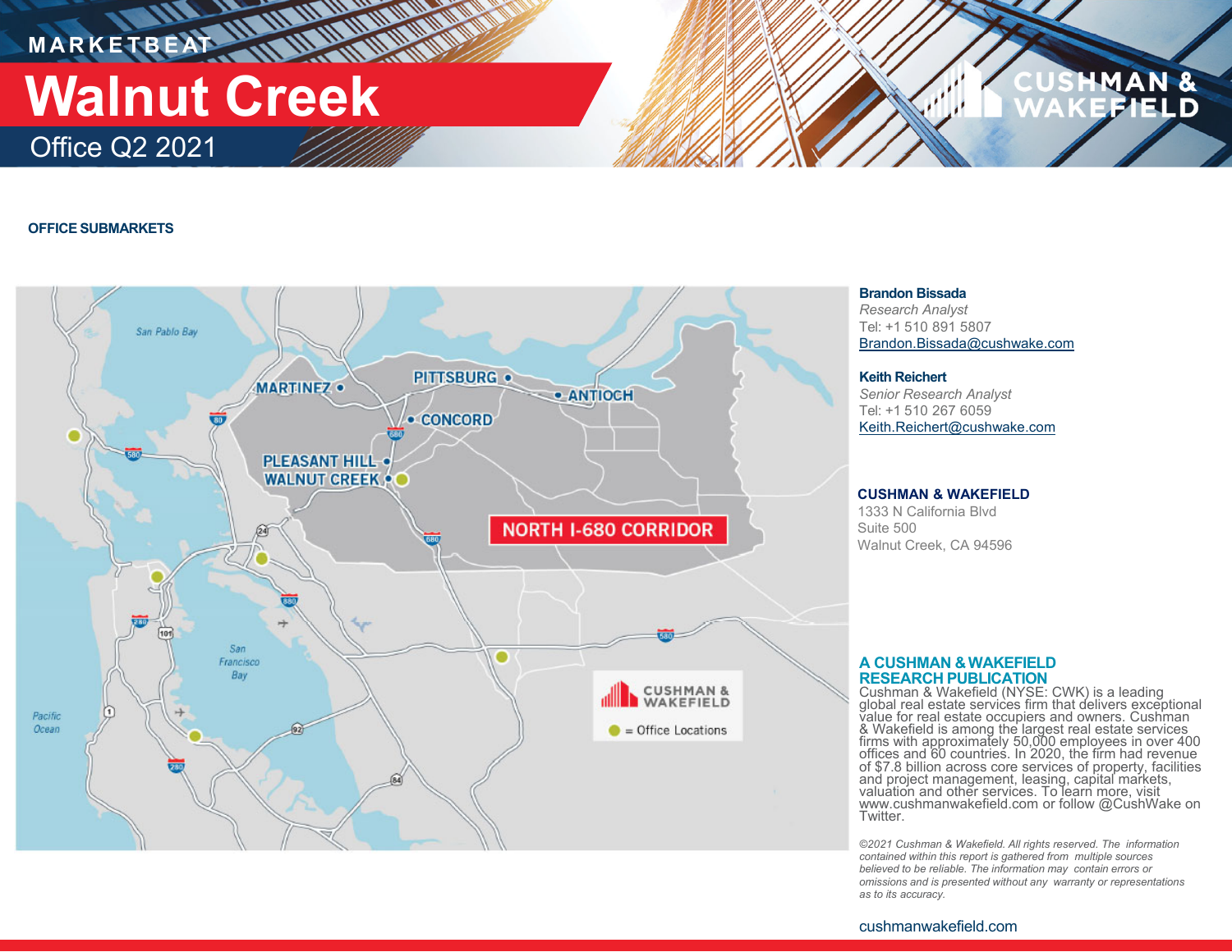MARKETBEAT

# Walnut Creek

Office Q2 2021

### OFFICE SUBMARKETS

San Pablo Bay
MARTINEZ
PITTSBURG
ANTIOCH
CONCORD
PLEASANT HILL
WALNUT CREEK
NORTH I-680 CORRIDOR
San Francisco Bay
Pacific Ocean
CUSHMAN & WAKEFIELD
= Office Locations

**Brandon Bissada**
*Research Analyst*
Tel: +1 510 891 5807
Brandon.Bissada@cushwake.com

**Keith Reichert**
*Senior Research Analyst*
Tel: +1 510 267 6059
Keith.Reichert@cushwake.com

**CUSHMAN & WAKEFIELD**
1333 N California Blvd
Suite 500
Walnut Creek, CA 94596

**A CUSHMAN & WAKEFIELD RESEARCH PUBLICATION**

Cushman & Wakefield (NYSE: CWK) is a leading global real estate services firm that delivers exceptional value for real estate occupiers and owners. Cushman & Wakefield is among the largest real estate services firms with approximately 50,000 employees in over 400 offices and 60 countries. In 2020, the firm had revenue of $7.8 billion across core services of property, facilities and project management, leasing, capital markets, valuation and other services. To learn more, visit www.cushmanwakefield.com or follow @CushWake on Twitter.

*©2021 Cushman & Wakefield. All rights reserved. The information contained within this report is gathered from multiple sources believed to be reliable. The information may contain errors or omissions and is presented without any warranty or representations as to its accuracy.*

cushmanwakefield.com